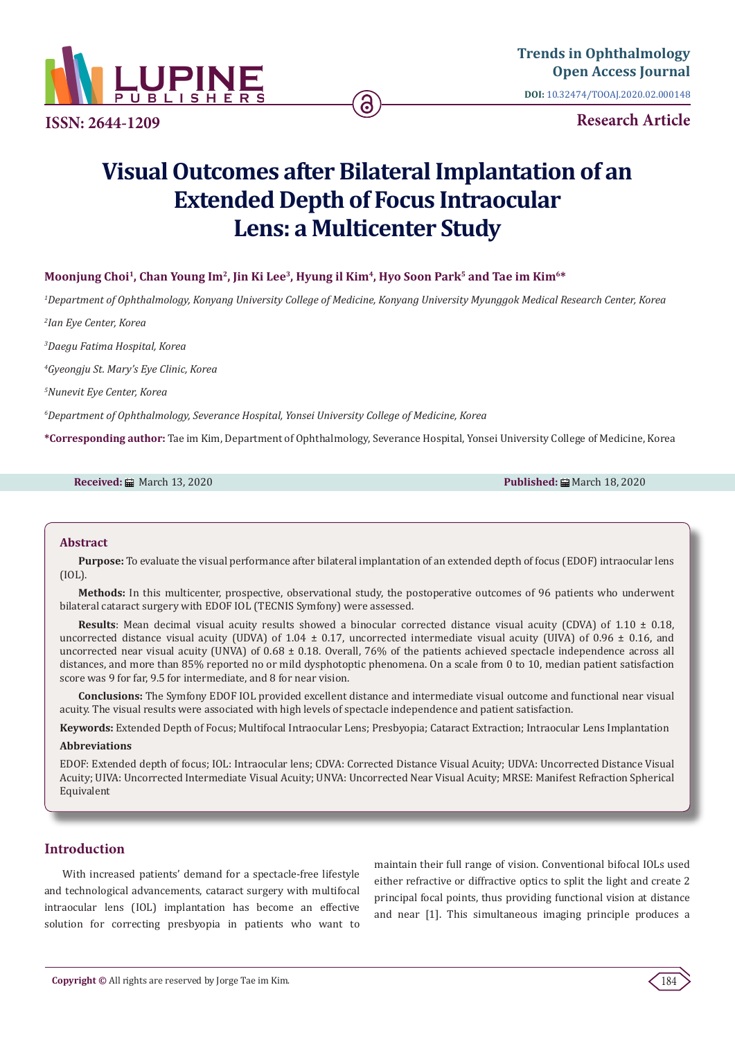# Visual Outcomes after Bilateral Implantation of an Extended Depth of Focus Intraocular Lens: a Multicenter Study

**Moonjung Choi[1], Chan Young Im[2], Jin Ki Lee[3], Hyung il Kim[4], Hyo Soon Park[5] and Tae im Kim[6]***

*[1]Department of Ophthalmology, Konyang University College of Medicine, Konyang University Myunggok Medical Research Center, Korea*

*[2]Ian Eye Center, Korea*

*[3]Daegu Fatima Hospital, Korea*

*[4]Gyeongju St. Mary's Eye Clinic, Korea*

*[5]Nunevit Eye Center, Korea*

*[6]Department of Ophthalmology, Severance Hospital, Yonsei University College of Medicine, Korea*

***Corresponding author:** Tae im Kim, Department of Ophthalmology, Severance Hospital, Yonsei University College of Medicine, Korea

**Received:** March 13, 2020

**Published:** March 18, 2020

## Abstract

**Purpose:** To evaluate the visual performance after bilateral implantation of an extended depth of focus (EDOF) intraocular lens (IOL).

**Methods:** In this multicenter, prospective, observational study, the postoperative outcomes of 96 patients who underwent bilateral cataract surgery with EDOF IOL (TECNIS Symfony) were assessed.

**Results**: Mean decimal visual acuity results showed a binocular corrected distance visual acuity (CDVA) of 1.10 ± 0.18, uncorrected distance visual acuity (UDVA) of 1.04 ± 0.17, uncorrected intermediate visual acuity (UIVA) of 0.96 ± 0.16, and uncorrected near visual acuity (UNVA) of 0.68 ± 0.18. Overall, 76% of the patients achieved spectacle independence across all distances, and more than 85% reported no or mild dysphotopic phenomena. On a scale from 0 to 10, median patient satisfaction score was 9 for far, 9.5 for intermediate, and 8 for near vision.

**Conclusions:** The Symfony EDOF IOL provided excellent distance and intermediate visual outcome and functional near visual acuity. The visual results were associated with high levels of spectacle independence and patient satisfaction.

**Keywords:** Extended Depth of Focus; Multifocal Intraocular Lens; Presbyopia; Cataract Extraction; Intraocular Lens Implantation

**Abbreviations**

EDOF: Extended depth of focus; IOL: Intraocular lens; CDVA: Corrected Distance Visual Acuity; UDVA: Uncorrected Distance Visual Acuity; UIVA: Uncorrected Intermediate Visual Acuity; UNVA: Uncorrected Near Visual Acuity; MRSE: Manifest Refraction Spherical Equivalent

## Introduction

With increased patients' demand for a spectacle-free lifestyle and technological advancements, cataract surgery with multifocal intraocular lens (IOL) implantation has become an effective solution for correcting presbyopia in patients who want to maintain their full range of vision. Conventional bifocal IOLs used either refractive or diffractive optics to split the light and create 2 principal focal points, thus providing functional vision at distance and near [1]. This simultaneous imaging principle produces a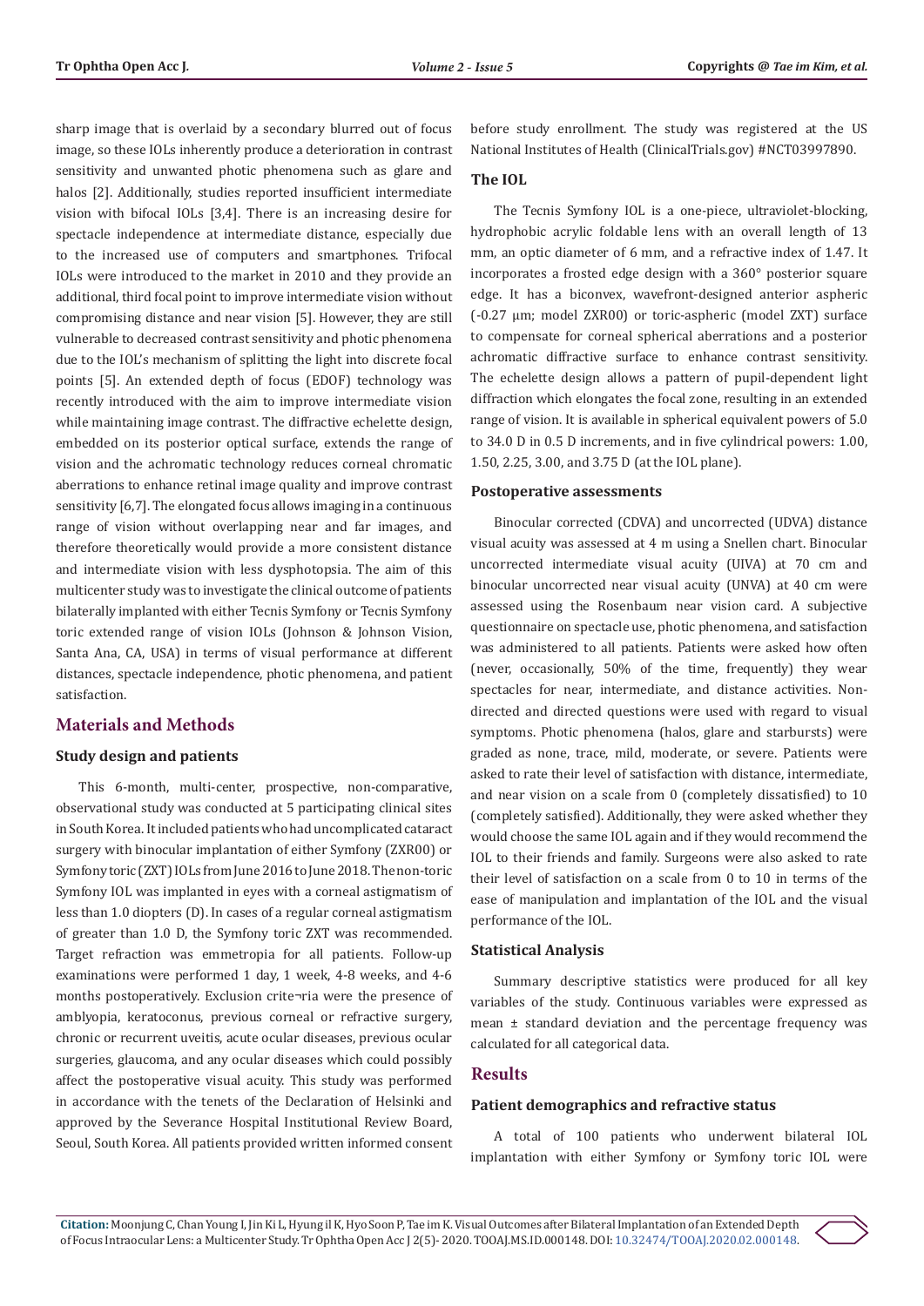sharp image that is overlaid by a secondary blurred out of focus image, so these IOLs inherently produce a deterioration in contrast sensitivity and unwanted photic phenomena such as glare and halos [2]. Additionally, studies reported insufficient intermediate vision with bifocal IOLs [3,4]. There is an increasing desire for spectacle independence at intermediate distance, especially due to the increased use of computers and smartphones. Trifocal IOLs were introduced to the market in 2010 and they provide an additional, third focal point to improve intermediate vision without compromising distance and near vision [5]. However, they are still vulnerable to decreased contrast sensitivity and photic phenomena due to the IOL's mechanism of splitting the light into discrete focal points [5]. An extended depth of focus (EDOF) technology was recently introduced with the aim to improve intermediate vision while maintaining image contrast. The diffractive echelette design, embedded on its posterior optical surface, extends the range of vision and the achromatic technology reduces corneal chromatic aberrations to enhance retinal image quality and improve contrast sensitivity [6,7]. The elongated focus allows imaging in a continuous range of vision without overlapping near and far images, and therefore theoretically would provide a more consistent distance and intermediate vision with less dysphotopsia. The aim of this multicenter study was to investigate the clinical outcome of patients bilaterally implanted with either Tecnis Symfony or Tecnis Symfony toric extended range of vision IOLs (Johnson & Johnson Vision, Santa Ana, CA, USA) in terms of visual performance at different distances, spectacle independence, photic phenomena, and patient satisfaction.

## Materials and Methods

### Study design and patients

This 6-month, multi-center, prospective, non-comparative, observational study was conducted at 5 participating clinical sites in South Korea. It included patients who had uncomplicated cataract surgery with binocular implantation of either Symfony (ZXR00) or Symfony toric (ZXT) IOLs from June 2016 to June 2018. The non-toric Symfony IOL was implanted in eyes with a corneal astigmatism of less than 1.0 diopters (D). In cases of a regular corneal astigmatism of greater than 1.0 D, the Symfony toric ZXT was recommended. Target refraction was emmetropia for all patients. Follow-up examinations were performed 1 day, 1 week, 4-8 weeks, and 4-6 months postoperatively. Exclusion crite¬ria were the presence of amblyopia, keratoconus, previous corneal or refractive surgery, chronic or recurrent uveitis, acute ocular diseases, previous ocular surgeries, glaucoma, and any ocular diseases which could possibly affect the postoperative visual acuity. This study was performed in accordance with the tenets of the Declaration of Helsinki and approved by the Severance Hospital Institutional Review Board, Seoul, South Korea. All patients provided written informed consent before study enrollment. The study was registered at the US National Institutes of Health (ClinicalTrials.gov) #NCT03997890.

### The IOL

The Tecnis Symfony IOL is a one-piece, ultraviolet-blocking, hydrophobic acrylic foldable lens with an overall length of 13 mm, an optic diameter of 6 mm, and a refractive index of 1.47. It incorporates a frosted edge design with a 360° posterior square edge. It has a biconvex, wavefront-designed anterior aspheric (-0.27 µm; model ZXR00) or toric-aspheric (model ZXT) surface to compensate for corneal spherical aberrations and a posterior achromatic diffractive surface to enhance contrast sensitivity. The echelette design allows a pattern of pupil-dependent light diffraction which elongates the focal zone, resulting in an extended range of vision. It is available in spherical equivalent powers of 5.0 to 34.0 D in 0.5 D increments, and in five cylindrical powers: 1.00, 1.50, 2.25, 3.00, and 3.75 D (at the IOL plane).

### Postoperative assessments

Binocular corrected (CDVA) and uncorrected (UDVA) distance visual acuity was assessed at 4 m using a Snellen chart. Binocular uncorrected intermediate visual acuity (UIVA) at 70 cm and binocular uncorrected near visual acuity (UNVA) at 40 cm were assessed using the Rosenbaum near vision card. A subjective questionnaire on spectacle use, photic phenomena, and satisfaction was administered to all patients. Patients were asked how often (never, occasionally, 50% of the time, frequently) they wear spectacles for near, intermediate, and distance activities. Non-directed and directed questions were used with regard to visual symptoms. Photic phenomena (halos, glare and starbursts) were graded as none, trace, mild, moderate, or severe. Patients were asked to rate their level of satisfaction with distance, intermediate, and near vision on a scale from 0 (completely dissatisfied) to 10 (completely satisfied). Additionally, they were asked whether they would choose the same IOL again and if they would recommend the IOL to their friends and family. Surgeons were also asked to rate their level of satisfaction on a scale from 0 to 10 in terms of the ease of manipulation and implantation of the IOL and the visual performance of the IOL.

### Statistical Analysis

Summary descriptive statistics were produced for all key variables of the study. Continuous variables were expressed as mean ± standard deviation and the percentage frequency was calculated for all categorical data.

## Results

### Patient demographics and refractive status

A total of 100 patients who underwent bilateral IOL implantation with either Symfony or Symfony toric IOL were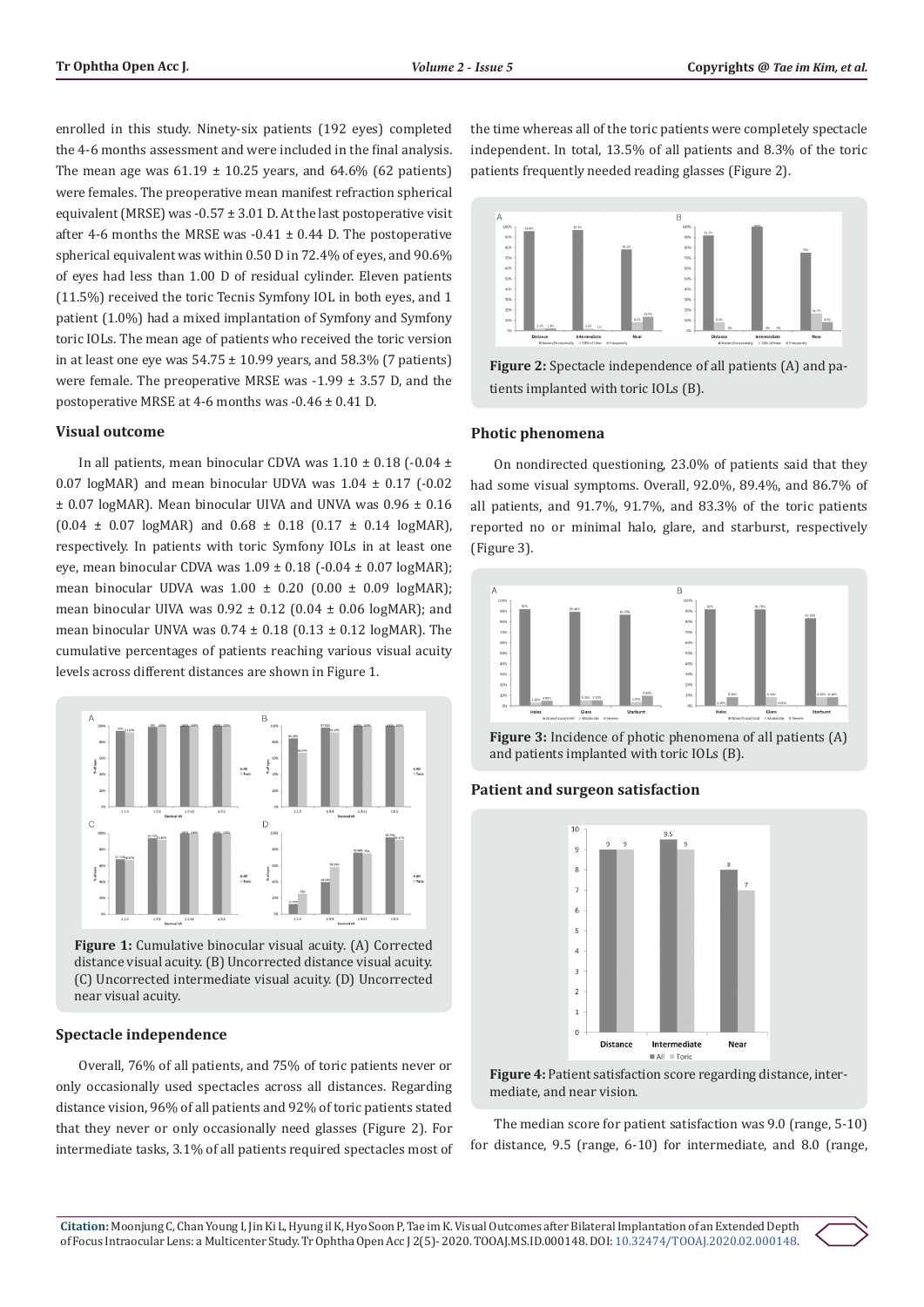enrolled in this study. Ninety-six patients (192 eyes) completed the 4-6 months assessment and were included in the final analysis. The mean age was 61.19 ± 10.25 years, and 64.6% (62 patients) were females. The preoperative mean manifest refraction spherical equivalent (MRSE) was -0.57 ± 3.01 D. At the last postoperative visit after 4-6 months the MRSE was -0.41 ± 0.44 D. The postoperative spherical equivalent was within 0.50 D in 72.4% of eyes, and 90.6% of eyes had less than 1.00 D of residual cylinder. Eleven patients (11.5%) received the toric Tecnis Symfony IOL in both eyes, and 1 patient (1.0%) had a mixed implantation of Symfony and Symfony toric IOLs. The mean age of patients who received the toric version in at least one eye was 54.75 ± 10.99 years, and 58.3% (7 patients) were female. The preoperative MRSE was -1.99 ± 3.57 D, and the postoperative MRSE at 4-6 months was -0.46 ± 0.41 D.

### Visual outcome

In all patients, mean binocular CDVA was 1.10 ± 0.18 (-0.04 ± 0.07 logMAR) and mean binocular UDVA was 1.04 ± 0.17 (-0.02 ± 0.07 logMAR). Mean binocular UIVA and UNVA was 0.96 ± 0.16 (0.04 ± 0.07 logMAR) and 0.68 ± 0.18 (0.17 ± 0.14 logMAR), respectively. In patients with toric Symfony IOLs in at least one eye, mean binocular CDVA was 1.09 ± 0.18 (-0.04 ± 0.07 logMAR); mean binocular UDVA was 1.00 ± 0.20 (0.00 ± 0.09 logMAR); mean binocular UIVA was 0.92 ± 0.12 (0.04 ± 0.06 logMAR); and mean binocular UNVA was 0.74 ± 0.18 (0.13 ± 0.12 logMAR). The cumulative percentages of patients reaching various visual acuity levels across different distances are shown in Figure 1.

**Figure 1:** Cumulative binocular visual acuity. (A) Corrected distance visual acuity. (B) Uncorrected distance visual acuity. (C) Uncorrected intermediate visual acuity. (D) Uncorrected near visual acuity.

### Spectacle independence

Overall, 76% of all patients, and 75% of toric patients never or only occasionally used spectacles across all distances. Regarding distance vision, 96% of all patients and 92% of toric patients stated that they never or only occasionally need glasses (Figure 2). For intermediate tasks, 3.1% of all patients required spectacles most of the time whereas all of the toric patients were completely spectacle independent. In total, 13.5% of all patients and 8.3% of the toric patients frequently needed reading glasses (Figure 2).

**Figure 2:** Spectacle independence of all patients (A) and patients implanted with toric IOLs (B).

### Photic phenomena

On nondirected questioning, 23.0% of patients said that they had some visual symptoms. Overall, 92.0%, 89.4%, and 86.7% of all patients, and 91.7%, 91.7%, and 83.3% of the toric patients reported no or minimal halo, glare, and starburst, respectively (Figure 3).

**Figure 3:** Incidence of photic phenomena of all patients (A) and patients implanted with toric IOLs (B).

### Patient and surgeon satisfaction

**Figure 4:** Patient satisfaction score regarding distance, intermediate, and near vision.

The median score for patient satisfaction was 9.0 (range, 5-10) for distance, 9.5 (range, 6-10) for intermediate, and 8.0 (range,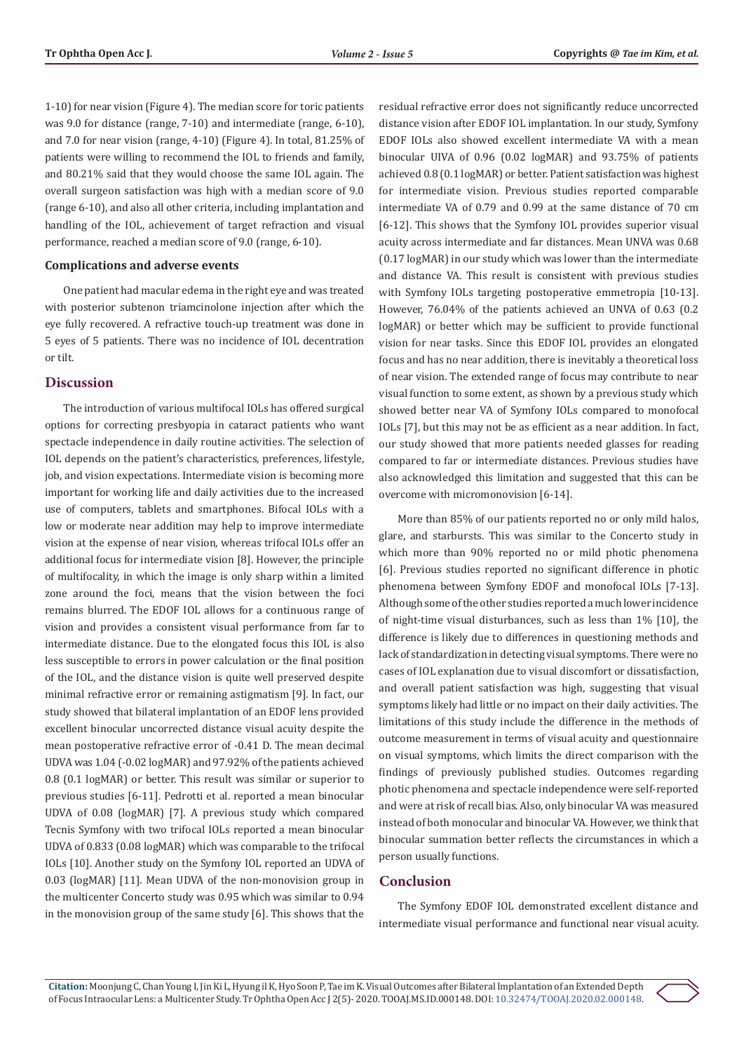1-10) for near vision (Figure 4). The median score for toric patients was 9.0 for distance (range, 7-10) and intermediate (range, 6-10), and 7.0 for near vision (range, 4-10) (Figure 4). In total, 81.25% of patients were willing to recommend the IOL to friends and family, and 80.21% said that they would choose the same IOL again. The overall surgeon satisfaction was high with a median score of 9.0 (range 6-10), and also all other criteria, including implantation and handling of the IOL, achievement of target refraction and visual performance, reached a median score of 9.0 (range, 6-10).

### Complications and adverse events

One patient had macular edema in the right eye and was treated with posterior subtenon triamcinolone injection after which the eye fully recovered. A refractive touch-up treatment was done in 5 eyes of 5 patients. There was no incidence of IOL decentration or tilt.

## Discussion

The introduction of various multifocal IOLs has offered surgical options for correcting presbyopia in cataract patients who want spectacle independence in daily routine activities. The selection of IOL depends on the patient's characteristics, preferences, lifestyle, job, and vision expectations. Intermediate vision is becoming more important for working life and daily activities due to the increased use of computers, tablets and smartphones. Bifocal IOLs with a low or moderate near addition may help to improve intermediate vision at the expense of near vision, whereas trifocal IOLs offer an additional focus for intermediate vision [8]. However, the principle of multifocality, in which the image is only sharp within a limited zone around the foci, means that the vision between the foci remains blurred. The EDOF IOL allows for a continuous range of vision and provides a consistent visual performance from far to intermediate distance. Due to the elongated focus this IOL is also less susceptible to errors in power calculation or the final position of the IOL, and the distance vision is quite well preserved despite minimal refractive error or remaining astigmatism [9]. In fact, our study showed that bilateral implantation of an EDOF lens provided excellent binocular uncorrected distance visual acuity despite the mean postoperative refractive error of -0.41 D. The mean decimal UDVA was 1.04 (-0.02 logMAR) and 97.92% of the patients achieved 0.8 (0.1 logMAR) or better. This result was similar or superior to previous studies [6-11]. Pedrotti et al. reported a mean binocular UDVA of 0.08 (logMAR) [7]. A previous study which compared Tecnis Symfony with two trifocal IOLs reported a mean binocular UDVA of 0.833 (0.08 logMAR) which was comparable to the trifocal IOLs [10]. Another study on the Symfony IOL reported an UDVA of 0.03 (logMAR) [11]. Mean UDVA of the non-monovision group in the multicenter Concerto study was 0.95 which was similar to 0.94 in the monovision group of the same study [6]. This shows that the residual refractive error does not significantly reduce uncorrected distance vision after EDOF IOL implantation. In our study, Symfony EDOF IOLs also showed excellent intermediate VA with a mean binocular UIVA of 0.96 (0.02 logMAR) and 93.75% of patients achieved 0.8 (0.1 logMAR) or better. Patient satisfaction was highest for intermediate vision. Previous studies reported comparable intermediate VA of 0.79 and 0.99 at the same distance of 70 cm [6-12]. This shows that the Symfony IOL provides superior visual acuity across intermediate and far distances. Mean UNVA was 0.68 (0.17 logMAR) in our study which was lower than the intermediate and distance VA. This result is consistent with previous studies with Symfony IOLs targeting postoperative emmetropia [10-13]. However, 76.04% of the patients achieved an UNVA of 0.63 (0.2 logMAR) or better which may be sufficient to provide functional vision for near tasks. Since this EDOF IOL provides an elongated focus and has no near addition, there is inevitably a theoretical loss of near vision. The extended range of focus may contribute to near visual function to some extent, as shown by a previous study which showed better near VA of Symfony IOLs compared to monofocal IOLs [7], but this may not be as efficient as a near addition. In fact, our study showed that more patients needed glasses for reading compared to far or intermediate distances. Previous studies have also acknowledged this limitation and suggested that this can be overcome with micromonovision [6-14].

More than 85% of our patients reported no or only mild halos, glare, and starbursts. This was similar to the Concerto study in which more than 90% reported no or mild photic phenomena [6]. Previous studies reported no significant difference in photic phenomena between Symfony EDOF and monofocal IOLs [7-13]. Although some of the other studies reported a much lower incidence of night-time visual disturbances, such as less than 1% [10], the difference is likely due to differences in questioning methods and lack of standardization in detecting visual symptoms. There were no cases of IOL explanation due to visual discomfort or dissatisfaction, and overall patient satisfaction was high, suggesting that visual symptoms likely had little or no impact on their daily activities. The limitations of this study include the difference in the methods of outcome measurement in terms of visual acuity and questionnaire on visual symptoms, which limits the direct comparison with the findings of previously published studies. Outcomes regarding photic phenomena and spectacle independence were self-reported and were at risk of recall bias. Also, only binocular VA was measured instead of both monocular and binocular VA. However, we think that binocular summation better reflects the circumstances in which a person usually functions.

## Conclusion

The Symfony EDOF IOL demonstrated excellent distance and intermediate visual performance and functional near visual acuity.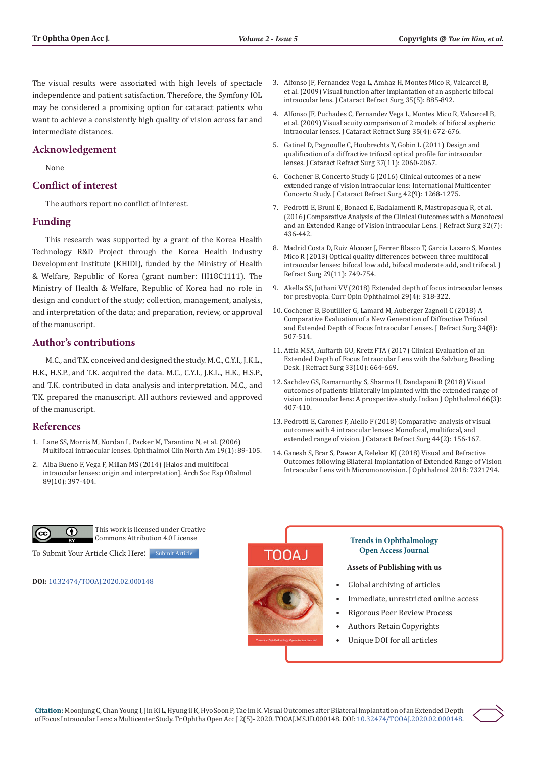The visual results were associated with high levels of spectacle independence and patient satisfaction. Therefore, the Symfony IOL may be considered a promising option for cataract patients who want to achieve a consistently high quality of vision across far and intermediate distances.

## Acknowledgement

None

## Conflict of interest

The authors report no conflict of interest.

## Funding

This research was supported by a grant of the Korea Health Technology R&D Project through the Korea Health Industry Development Institute (KHIDI), funded by the Ministry of Health & Welfare, Republic of Korea (grant number: HI18C1111). The Ministry of Health & Welfare, Republic of Korea had no role in design and conduct of the study; collection, management, analysis, and interpretation of the data; and preparation, review, or approval of the manuscript.

## Author's contributions

M.C., and T.K. conceived and designed the study. M.C., C.Y.I., J.K.L., H.K., H.S.P., and T.K. acquired the data. M.C., C.Y.I., J.K.L., H.K., H.S.P., and T.K. contributed in data analysis and interpretation. M.C., and T.K. prepared the manuscript. All authors reviewed and approved of the manuscript.

## References

1. Lane SS, Morris M, Nordan L, Packer M, Tarantino N, et al. (2006) Multifocal intraocular lenses. Ophthalmol Clin North Am 19(1): 89-105.
2. Alba Bueno F, Vega F, Millan MS (2014) [Halos and multifocal intraocular lenses: origin and interpretation]. Arch Soc Esp Oftalmol 89(10): 397-404.
3. Alfonso JF, Fernandez Vega L, Amhaz H, Montes Mico R, Valcarcel B, et al. (2009) Visual function after implantation of an aspheric bifocal intraocular lens. J Cataract Refract Surg 35(5): 885-892.
4. Alfonso JF, Puchades C, Fernandez Vega L, Montes Mico R, Valcarcel B, et al. (2009) Visual acuity comparison of 2 models of bifocal aspheric intraocular lenses. J Cataract Refract Surg 35(4): 672-676.
5. Gatinel D, Pagnoulle C, Houbrechts Y, Gobin L (2011) Design and qualification of a diffractive trifocal optical profile for intraocular lenses. J Cataract Refract Surg 37(11): 2060-2067.
6. Cochener B, Concerto Study G (2016) Clinical outcomes of a new extended range of vision intraocular lens: International Multicenter Concerto Study. J Cataract Refract Surg 42(9): 1268-1275.
7. Pedrotti E, Bruni E, Bonacci E, Badalamenti R, Mastropasqua R, et al. (2016) Comparative Analysis of the Clinical Outcomes with a Monofocal and an Extended Range of Vision Intraocular Lens. J Refract Surg 32(7): 436-442.
8. Madrid Costa D, Ruiz Alcocer J, Ferrer Blasco T, Garcia Lazaro S, Montes Mico R (2013) Optical quality differences between three multifocal intraocular lenses: bifocal low add, bifocal moderate add, and trifocal. J Refract Surg 29(11): 749-754.
9. Akella SS, Juthani VV (2018) Extended depth of focus intraocular lenses for presbyopia. Curr Opin Ophthalmol 29(4): 318-322.
10. Cochener B, Boutillier G, Lamard M, Auberger Zagnoli C (2018) A Comparative Evaluation of a New Generation of Diffractive Trifocal and Extended Depth of Focus Intraocular Lenses. J Refract Surg 34(8): 507-514.
11. Attia MSA, Auffarth GU, Kretz FTA (2017) Clinical Evaluation of an Extended Depth of Focus Intraocular Lens with the Salzburg Reading Desk. J Refract Surg 33(10): 664-669.
12. Sachdev GS, Ramamurthy S, Sharma U, Dandapani R (2018) Visual outcomes of patients bilaterally implanted with the extended range of vision intraocular lens: A prospective study. Indian J Ophthalmol 66(3): 407-410.
13. Pedrotti E, Carones F, Aiello F (2018) Comparative analysis of visual outcomes with 4 intraocular lenses: Monofocal, multifocal, and extended range of vision. J Cataract Refract Surg 44(2): 156-167.
14. Ganesh S, Brar S, Pawar A, Relekar KJ (2018) Visual and Refractive Outcomes following Bilateral Implantation of Extended Range of Vision Intraocular Lens with Micromonovision. J Ophthalmol 2018: 7321794.

This work is licensed under Creative Commons Attribution 4.0 License

To Submit Your Article Click Here: Submit Article

**DOI:** 10.32474/TOOAJ.2020.02.000148

**Trends in Ophthalmology Open Access Journal**

**Assets of Publishing with us**

- Global archiving of articles
- Immediate, unrestricted online access
- Rigorous Peer Review Process
- Authors Retain Copyrights
- Unique DOI for all articles

**Citation:** Moonjung C, Chan Young I, Jin Ki L, Hyung il K, Hyo Soon P, Tae im K. Visual Outcomes after Bilateral Implantation of an Extended Depth of Focus Intraocular Lens: a Multicenter Study. Tr Ophtha Open Acc J 2(5)- 2020. TOOAJ.MS.ID.000148. DOI: 10.32474/TOOAJ.2020.02.000148.